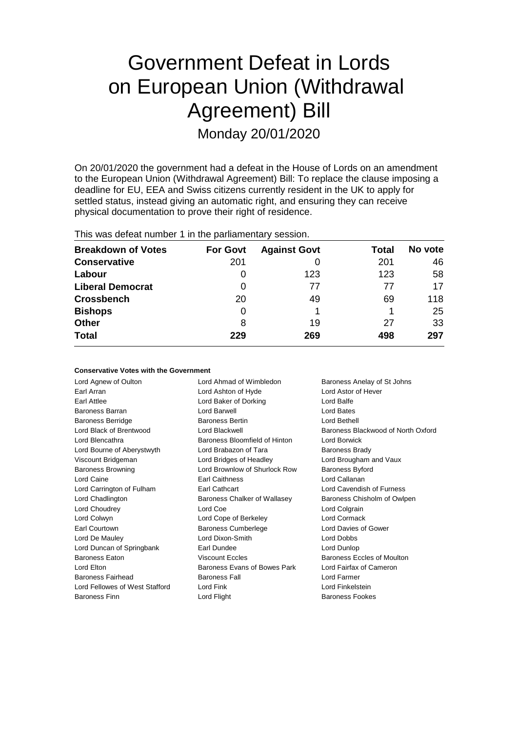# Government Defeat in Lords on European Union (Withdrawal Agreement) Bill

Monday 20/01/2020

On 20/01/2020 the government had a defeat in the House of Lords on an amendment to the European Union (Withdrawal Agreement) Bill: To replace the clause imposing a deadline for EU, EEA and Swiss citizens currently resident in the UK to apply for settled status, instead giving an automatic right, and ensuring they can receive physical documentation to prove their right of residence.

This was defeat number 1 in the parliamentary session.

| Breakdown of Votes | For Govt | Against Govt | Total | No vote |
|---|---|---|---|---|
| **Conservative** | 201 | 0 | 201 | 46 |
| **Labour** | 0 | 123 | 123 | 58 |
| **Liberal Democrat** | 0 | 77 | 77 | 17 |
| **Crossbench** | 20 | 49 | 69 | 118 |
| **Bishops** | 0 | 1 | 1 | 25 |
| **Other** | 8 | 19 | 27 | 33 |
| **Total** | 229 | 269 | 498 | 297 |

### Conservative Votes with the Government

| | | |
|---|---|---|
| Lord Agnew of Oulton | Lord Ahmad of Wimbledon | Baroness Anelay of St Johns |
| Earl Arran | Lord Ashton of Hyde | Lord Astor of Hever |
| Earl Attlee | Lord Baker of Dorking | Lord Balfe |
| Baroness Barran | Lord Barwell | Lord Bates |
| Baroness Berridge | Baroness Bertin | Lord Bethell |
| Lord Black of Brentwood | Lord Blackwell | Baroness Blackwood of North Oxford |
| Lord Blencathra | Baroness Bloomfield of Hinton | Lord Borwick |
| Lord Bourne of Aberystwyth | Lord Brabazon of Tara | Baroness Brady |
| Viscount Bridgeman | Lord Bridges of Headley | Lord Brougham and Vaux |
| Baroness Browning | Lord Brownlow of Shurlock Row | Baroness Byford |
| Lord Caine | Earl Caithness | Lord Callanan |
| Lord Carrington of Fulham | Earl Cathcart | Lord Cavendish of Furness |
| Lord Chadlington | Baroness Chalker of Wallasey | Baroness Chisholm of Owlpen |
| Lord Choudrey | Lord Coe | Lord Colgrain |
| Lord Colwyn | Lord Cope of Berkeley | Lord Cormack |
| Earl Courtown | Baroness Cumberlege | Lord Davies of Gower |
| Lord De Mauley | Lord Dixon-Smith | Lord Dobbs |
| Lord Duncan of Springbank | Earl Dundee | Lord Dunlop |
| Baroness Eaton | Viscount Eccles | Baroness Eccles of Moulton |
| Lord Elton | Baroness Evans of Bowes Park | Lord Fairfax of Cameron |
| Baroness Fairhead | Baroness Fall | Lord Farmer |
| Lord Fellowes of West Stafford | Lord Fink | Lord Finkelstein |
| Baroness Finn | Lord Flight | Baroness Fookes |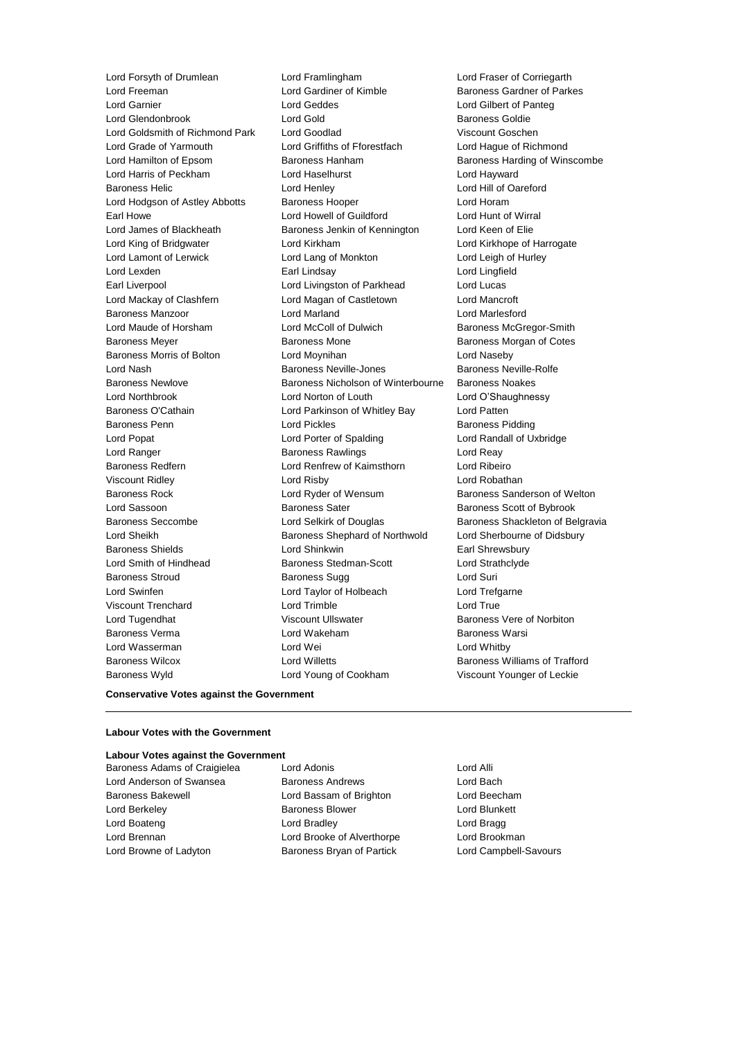Lord Forsyth of Drumlean
Lord Framlingham
Lord Fraser of Corriegarth
Lord Freeman
Lord Gardiner of Kimble
Baroness Gardner of Parkes
Lord Garnier
Lord Geddes
Lord Gilbert of Panteg
Lord Glendonbrook
Lord Gold
Baroness Goldie
Lord Goldsmith of Richmond Park
Lord Goodlad
Viscount Goschen
Lord Grade of Yarmouth
Lord Griffiths of Fforestfach
Lord Hague of Richmond
Lord Hamilton of Epsom
Baroness Hanham
Baroness Harding of Winscombe
Lord Harris of Peckham
Lord Haselhurst
Lord Hayward
Baroness Helic
Lord Henley
Lord Hill of Oareford
Lord Hodgson of Astley Abbotts
Baroness Hooper
Lord Horam
Earl Howe
Lord Howell of Guildford
Lord Hunt of Wirral
Lord James of Blackheath
Baroness Jenkin of Kennington
Lord Keen of Elie
Lord King of Bridgwater
Lord Kirkham
Lord Kirkhope of Harrogate
Lord Lamont of Lerwick
Lord Lang of Monkton
Lord Leigh of Hurley
Lord Lexden
Earl Lindsay
Lord Lingfield
Earl Liverpool
Lord Livingston of Parkhead
Lord Lucas
Lord Mackay of Clashfern
Lord Magan of Castletown
Lord Mancroft
Baroness Manzoor
Lord Marland
Lord Marlesford
Lord Maude of Horsham
Lord McColl of Dulwich
Baroness McGregor-Smith
Baroness Meyer
Baroness Mone
Baroness Morgan of Cotes
Baroness Morris of Bolton
Lord Moynihan
Lord Naseby
Lord Nash
Baroness Neville-Jones
Baroness Neville-Rolfe
Baroness Newlove
Baroness Nicholson of Winterbourne
Baroness Noakes
Lord Northbrook
Lord Norton of Louth
Lord O'Shaughnessy
Baroness O'Cathain
Lord Parkinson of Whitley Bay
Lord Patten
Baroness Penn
Lord Pickles
Baroness Pidding
Lord Popat
Lord Porter of Spalding
Lord Randall of Uxbridge
Lord Ranger
Baroness Rawlings
Lord Reay
Baroness Redfern
Lord Renfrew of Kaimsthorn
Lord Ribeiro
Viscount Ridley
Lord Risby
Lord Robathan
Baroness Rock
Lord Ryder of Wensum
Baroness Sanderson of Welton
Lord Sassoon
Baroness Sater
Baroness Scott of Bybrook
Baroness Seccombe
Lord Selkirk of Douglas
Baroness Shackleton of Belgravia
Lord Sheikh
Baroness Shephard of Northwold
Lord Sherbourne of Didsbury
Baroness Shields
Lord Shinkwin
Earl Shrewsbury
Lord Smith of Hindhead
Baroness Stedman-Scott
Lord Strathclyde
Baroness Stroud
Baroness Sugg
Lord Suri
Lord Swinfen
Lord Taylor of Holbeach
Lord Trefgarne
Viscount Trenchard
Lord Trimble
Lord True
Lord Tugendhat
Viscount Ullswater
Baroness Vere of Norbiton
Baroness Verma
Lord Wakeham
Baroness Warsi
Lord Wasserman
Lord Wei
Lord Whitby
Baroness Wilcox
Lord Willetts
Baroness Williams of Trafford
Baroness Wyld
Lord Young of Cookham
Viscount Younger of Leckie

**Conservative Votes against the Government**

---

**Labour Votes with the Government**

**Labour Votes against the Government**

Baroness Adams of Craigielea
Lord Adonis
Lord Alli
Lord Anderson of Swansea
Baroness Andrews
Lord Bach
Baroness Bakewell
Lord Bassam of Brighton
Lord Beecham
Lord Berkeley
Baroness Blower
Lord Blunkett
Lord Boateng
Lord Bradley
Lord Bragg
Lord Brennan
Lord Brooke of Alverthorpe
Lord Brookman
Lord Browne of Ladyton
Baroness Bryan of Partick
Lord Campbell-Savours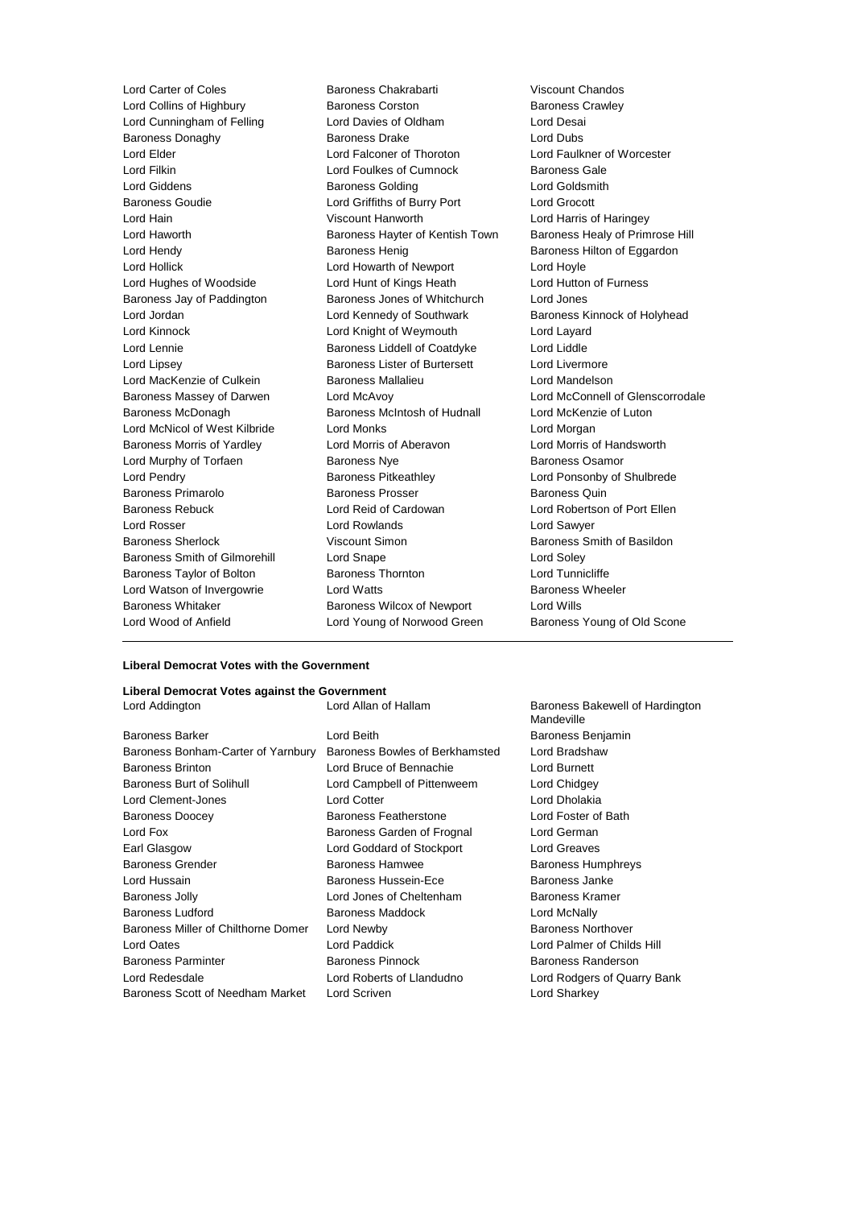Lord Carter of Coles
Baroness Chakrabarti
Viscount Chandos
Lord Collins of Highbury
Baroness Corston
Baroness Crawley
Lord Cunningham of Felling
Lord Davies of Oldham
Lord Desai
Baroness Donaghy
Baroness Drake
Lord Dubs
Lord Elder
Lord Falconer of Thoroton
Lord Faulkner of Worcester
Lord Filkin
Lord Foulkes of Cumnock
Baroness Gale
Lord Giddens
Baroness Golding
Lord Goldsmith
Baroness Goudie
Lord Griffiths of Burry Port
Lord Grocott
Lord Hain
Viscount Hanworth
Lord Harris of Haringey
Lord Haworth
Baroness Hayter of Kentish Town
Baroness Healy of Primrose Hill
Lord Hendy
Baroness Henig
Baroness Hilton of Eggardon
Lord Hollick
Lord Howarth of Newport
Lord Hoyle
Lord Hughes of Woodside
Lord Hunt of Kings Heath
Lord Hutton of Furness
Baroness Jay of Paddington
Baroness Jones of Whitchurch
Lord Jones
Lord Jordan
Lord Kennedy of Southwark
Baroness Kinnock of Holyhead
Lord Kinnock
Lord Knight of Weymouth
Lord Layard
Lord Lennie
Baroness Liddell of Coatdyke
Lord Liddle
Lord Lipsey
Baroness Lister of Burtersett
Lord Livermore
Lord MacKenzie of Culkein
Baroness Mallalieu
Lord Mandelson
Baroness Massey of Darwen
Lord McAvoy
Lord McConnell of Glenscorrodale
Baroness McDonagh
Baroness McIntosh of Hudnall
Lord McKenzie of Luton
Lord McNicol of West Kilbride
Lord Monks
Lord Morgan
Baroness Morris of Yardley
Lord Morris of Aberavon
Lord Morris of Handsworth
Lord Murphy of Torfaen
Baroness Nye
Baroness Osamor
Lord Pendry
Baroness Pitkeathley
Lord Ponsonby of Shulbrede
Baroness Primarolo
Baroness Prosser
Baroness Quin
Baroness Rebuck
Lord Reid of Cardowan
Lord Robertson of Port Ellen
Lord Rosser
Lord Rowlands
Lord Sawyer
Baroness Sherlock
Viscount Simon
Baroness Smith of Basildon
Baroness Smith of Gilmorehill
Lord Snape
Lord Soley
Baroness Taylor of Bolton
Baroness Thornton
Lord Tunnicliffe
Lord Watson of Invergowrie
Lord Watts
Baroness Wheeler
Baroness Whitaker
Baroness Wilcox of Newport
Lord Wills
Lord Wood of Anfield
Lord Young of Norwood Green
Baroness Young of Old Scone

---

**Liberal Democrat Votes with the Government**

**Liberal Democrat Votes against the Government**

Lord Addington
Lord Allan of Hallam
Baroness Bakewell of Hardington Mandeville
Baroness Barker
Lord Beith
Baroness Benjamin
Baroness Bonham-Carter of Yarnbury
Baroness Bowles of Berkhamsted
Lord Bradshaw
Baroness Brinton
Lord Bruce of Bennachie
Lord Burnett
Baroness Burt of Solihull
Lord Campbell of Pittenweem
Lord Chidgey
Lord Clement-Jones
Lord Cotter
Lord Dholakia
Baroness Doocey
Baroness Featherstone
Lord Foster of Bath
Lord Fox
Baroness Garden of Frognal
Lord German
Earl Glasgow
Lord Goddard of Stockport
Lord Greaves
Baroness Grender
Baroness Hamwee
Baroness Humphreys
Lord Hussain
Baroness Hussein-Ece
Baroness Janke
Baroness Jolly
Lord Jones of Cheltenham
Baroness Kramer
Baroness Ludford
Baroness Maddock
Lord McNally
Baroness Miller of Chilthorne Domer
Lord Newby
Baroness Northover
Lord Oates
Lord Paddick
Lord Palmer of Childs Hill
Baroness Parminter
Baroness Pinnock
Baroness Randerson
Lord Redesdale
Lord Roberts of Llandudno
Lord Rodgers of Quarry Bank
Baroness Scott of Needham Market
Lord Scriven
Lord Sharkey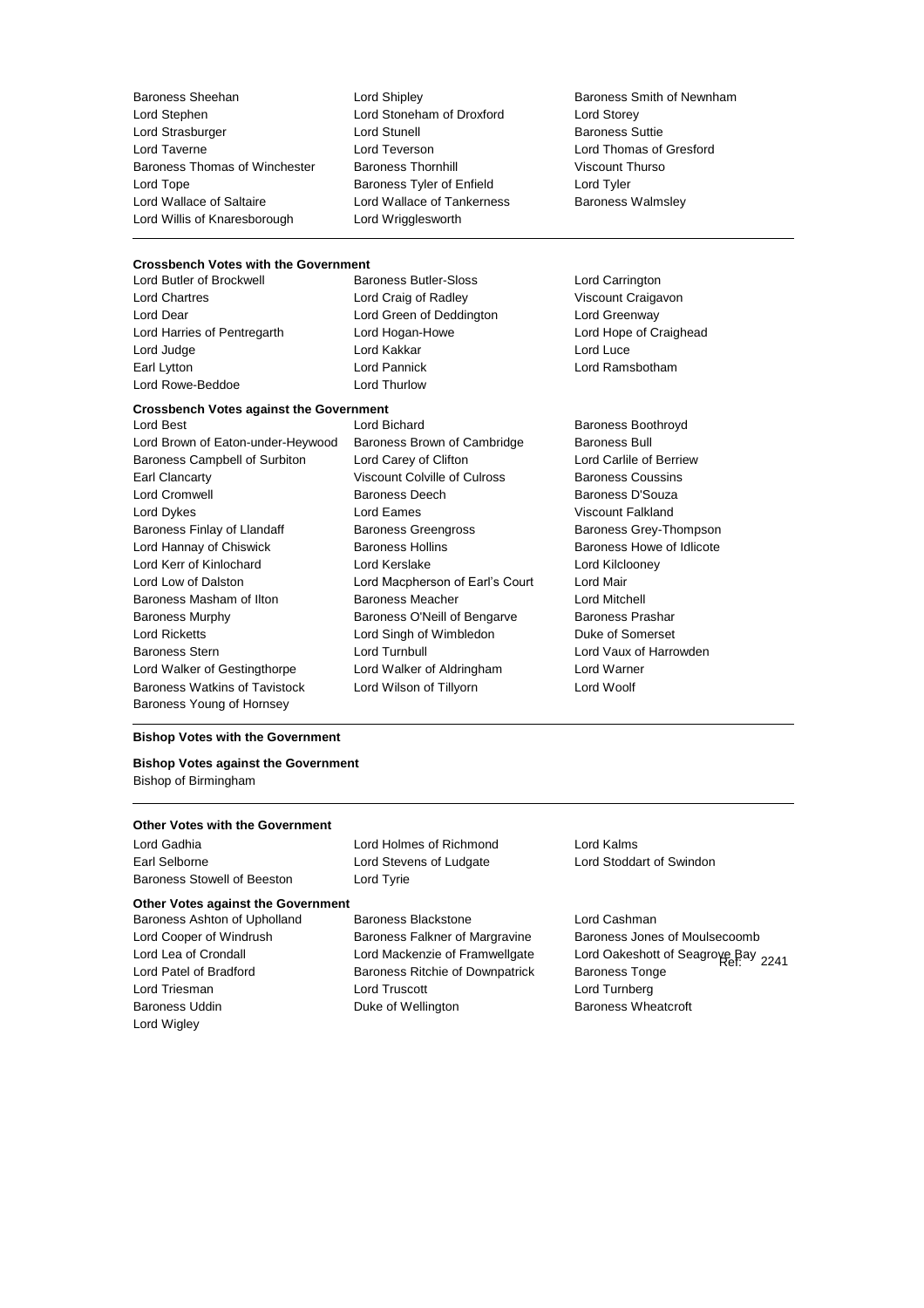Baroness Sheehan
Lord Shipley
Baroness Smith of Newnham
Lord Stephen
Lord Stoneham of Droxford
Lord Storey
Lord Strasburger
Lord Stunell
Baroness Suttie
Lord Taverne
Lord Teverson
Lord Thomas of Gresford
Baroness Thomas of Winchester
Baroness Thornhill
Viscount Thurso
Lord Tope
Baroness Tyler of Enfield
Lord Tyler
Lord Wallace of Saltaire
Lord Wallace of Tankerness
Baroness Walmsley
Lord Willis of Knaresborough
Lord Wrigglesworth

**Crossbench Votes with the Government**

Lord Butler of Brockwell
Baroness Butler-Sloss
Lord Carrington
Lord Chartres
Lord Craig of Radley
Viscount Craigavon
Lord Dear
Lord Green of Deddington
Lord Greenway
Lord Harries of Pentregarth
Lord Hogan-Howe
Lord Hope of Craighead
Lord Judge
Lord Kakkar
Lord Luce
Earl Lytton
Lord Pannick
Lord Ramsbotham
Lord Rowe-Beddoe
Lord Thurlow

**Crossbench Votes against the Government**

Lord Best
Lord Bichard
Baroness Boothroyd
Lord Brown of Eaton-under-Heywood
Baroness Brown of Cambridge
Baroness Bull
Baroness Campbell of Surbiton
Lord Carey of Clifton
Lord Carlile of Berriew
Earl Clancarty
Viscount Colville of Culross
Baroness Coussins
Lord Cromwell
Baroness Deech
Baroness D'Souza
Lord Dykes
Lord Eames
Viscount Falkland
Baroness Finlay of Llandaff
Baroness Greengross
Baroness Grey-Thompson
Lord Hannay of Chiswick
Baroness Hollins
Baroness Howe of Idlicote
Lord Kerr of Kinlochard
Lord Kerslake
Lord Kilclooney
Lord Low of Dalston
Lord Macpherson of Earl's Court
Lord Mair
Baroness Masham of Ilton
Baroness Meacher
Lord Mitchell
Baroness Murphy
Baroness O'Neill of Bengarve
Baroness Prashar
Lord Ricketts
Lord Singh of Wimbledon
Duke of Somerset
Baroness Stern
Lord Turnbull
Lord Vaux of Harrowden
Lord Walker of Gestingthorpe
Lord Walker of Aldringham
Lord Warner
Baroness Watkins of Tavistock
Lord Wilson of Tillyorn
Lord Woolf
Baroness Young of Hornsey

**Bishop Votes with the Government**

**Bishop Votes against the Government**

Bishop of Birmingham

**Other Votes with the Government**

Lord Gadhia
Lord Holmes of Richmond
Lord Kalms
Earl Selborne
Lord Stevens of Ludgate
Lord Stoddart of Swindon
Baroness Stowell of Beeston
Lord Tyrie

**Other Votes against the Government**

Baroness Ashton of Upholland
Baroness Blackstone
Lord Cashman
Lord Cooper of Windrush
Baroness Falkner of Margravine
Baroness Jones of Moulsecoomb
Lord Lea of Crondall
Lord Mackenzie of Framwellgate
Lord Oakeshott of Seagrove Bay
Lord Patel of Bradford
Baroness Ritchie of Downpatrick
Baroness Tonge
Lord Triesman
Lord Truscott
Lord Turnberg
Baroness Uddin
Duke of Wellington
Baroness Wheatcroft
Lord Wigley

Ref: 2241